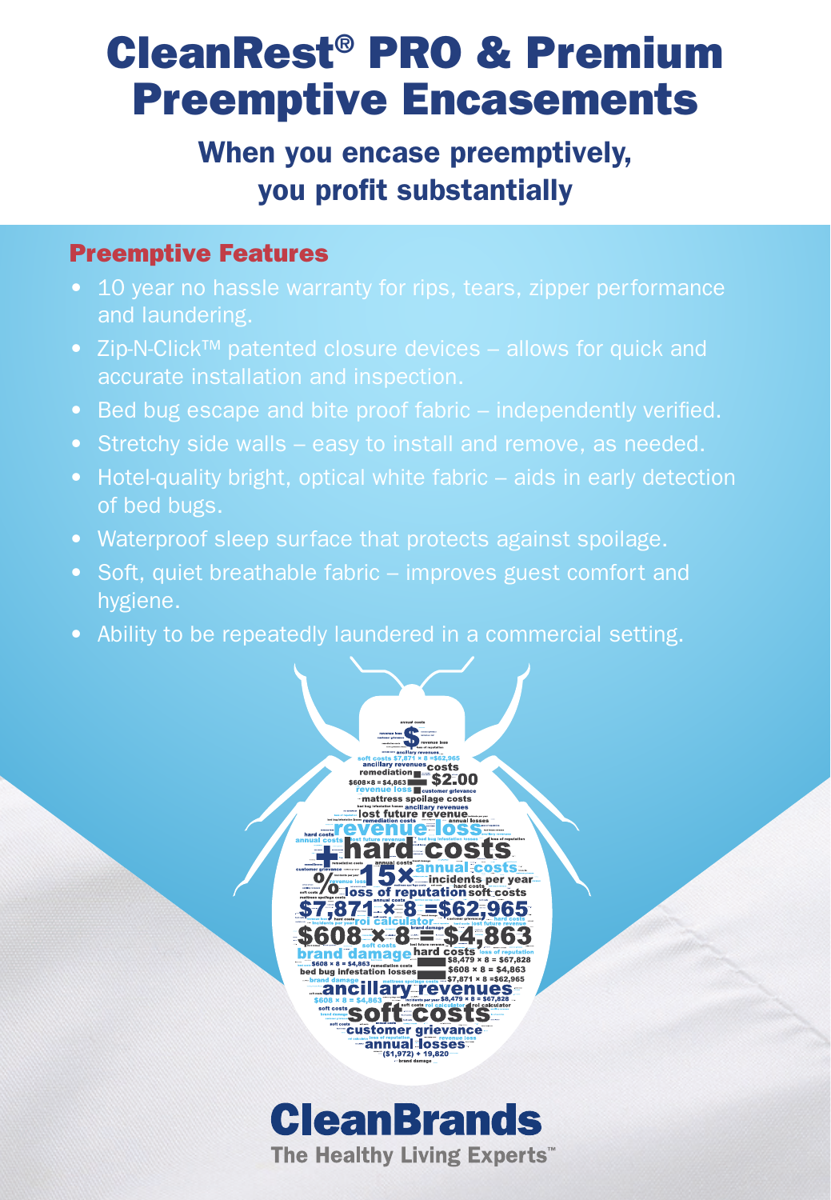# CleanRest® PRO & Premium Preemptive Encasements

## When you encase preemptively, you profit substantially

### Preemptive Features

- 10 year no hassle warranty for rips, tears, zipper performance and laundering.
- Zip-N-Click™ patented closure devices – allows for quick and accurate installation and inspection.
- Bed bug escape and bite proof fabric – independently verified.
- Stretchy side walls – easy to install and remove, as needed.
- Hotel-quality bright, optical white fabric – aids in early detection of bed bugs.
- Waterproof sleep surface that protects against spoilage.
- Soft, quiet breathable fabric – improves guest comfort and hygiene.
- Ability to be repeatedly laundered in a commercial setting.

**CleanBrands**

The Healthy Living Experts™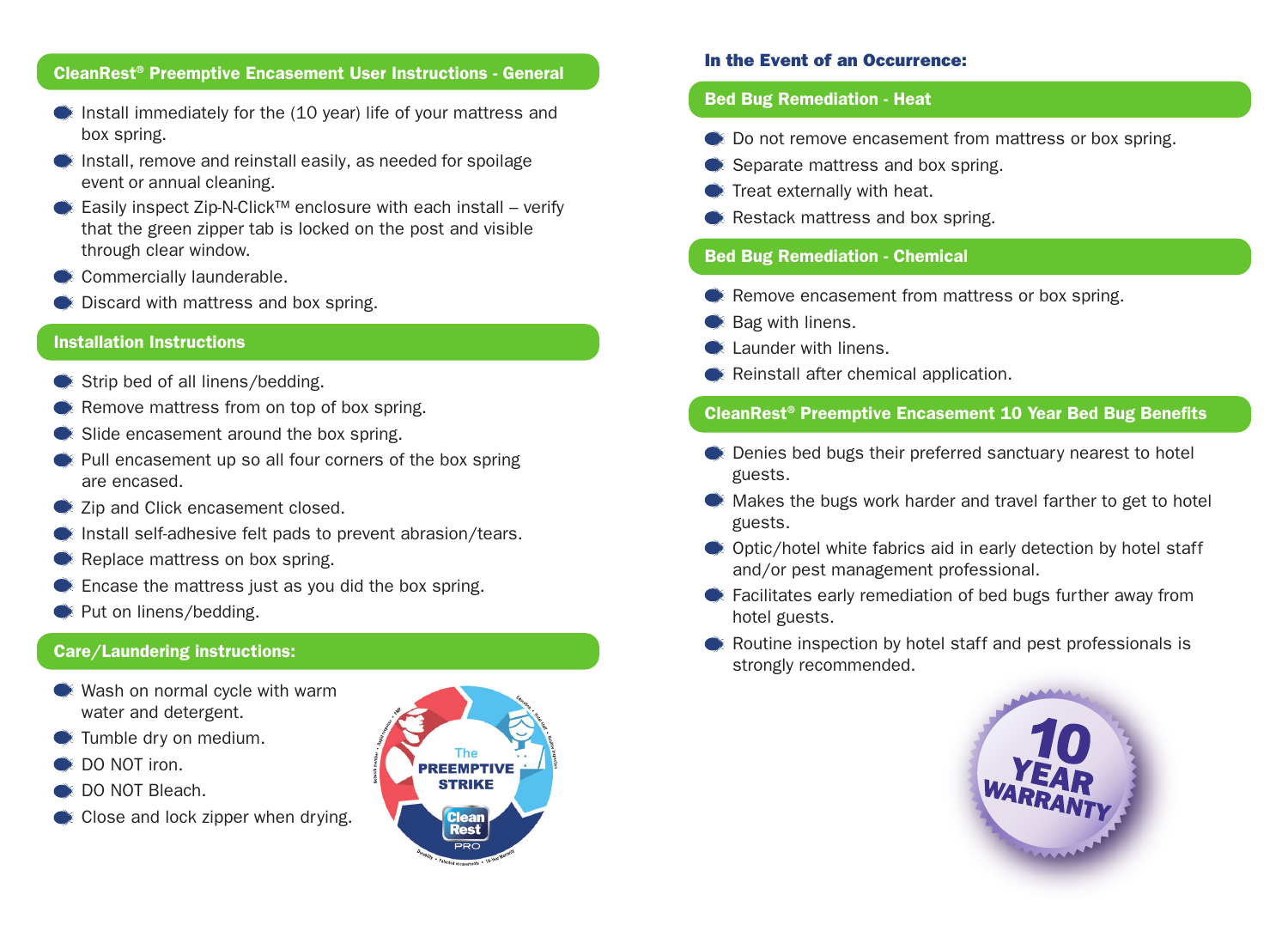## CleanRest® Preemptive Encasement User Instructions - General

- Install immediately for the (10 year) life of your mattress and box spring.
- Install, remove and reinstall easily, as needed for spoilage event or annual cleaning.
- Easily inspect Zip-N-Click™ enclosure with each install – verify that the green zipper tab is locked on the post and visible through clear window.
- Commercially launderable.
- Discard with mattress and box spring.

## Installation Instructions

- Strip bed of all linens/bedding.
- Remove mattress from on top of box spring.
- Slide encasement around the box spring.
- Pull encasement up so all four corners of the box spring are encased.
- Zip and Click encasement closed.
- Install self-adhesive felt pads to prevent abrasion/tears.
- Replace mattress on box spring.
- Encase the mattress just as you did the box spring.
- Put on linens/bedding.

## Care/Laundering instructions:

- Wash on normal cycle with warm water and detergent.
- Tumble dry on medium.
- DO NOT iron.
- DO NOT Bleach.
- Close and lock zipper when drying.

### In the Event of an Occurrence:

## Bed Bug Remediation - Heat

- Do not remove encasement from mattress or box spring.
- Separate mattress and box spring.
- Treat externally with heat.
- Restack mattress and box spring.

## Bed Bug Remediation - Chemical

- Remove encasement from mattress or box spring.
- Bag with linens.
- Launder with linens.
- Reinstall after chemical application.

## CleanRest® Preemptive Encasement 10 Year Bed Bug Benefits

- Denies bed bugs their preferred sanctuary nearest to hotel guests.
- Makes the bugs work harder and travel farther to get to hotel guests.
- Optic/hotel white fabrics aid in early detection by hotel staff and/or pest management professional.
- Facilitates early remediation of bed bugs further away from hotel guests.
- Routine inspection by hotel staff and pest professionals is strongly recommended.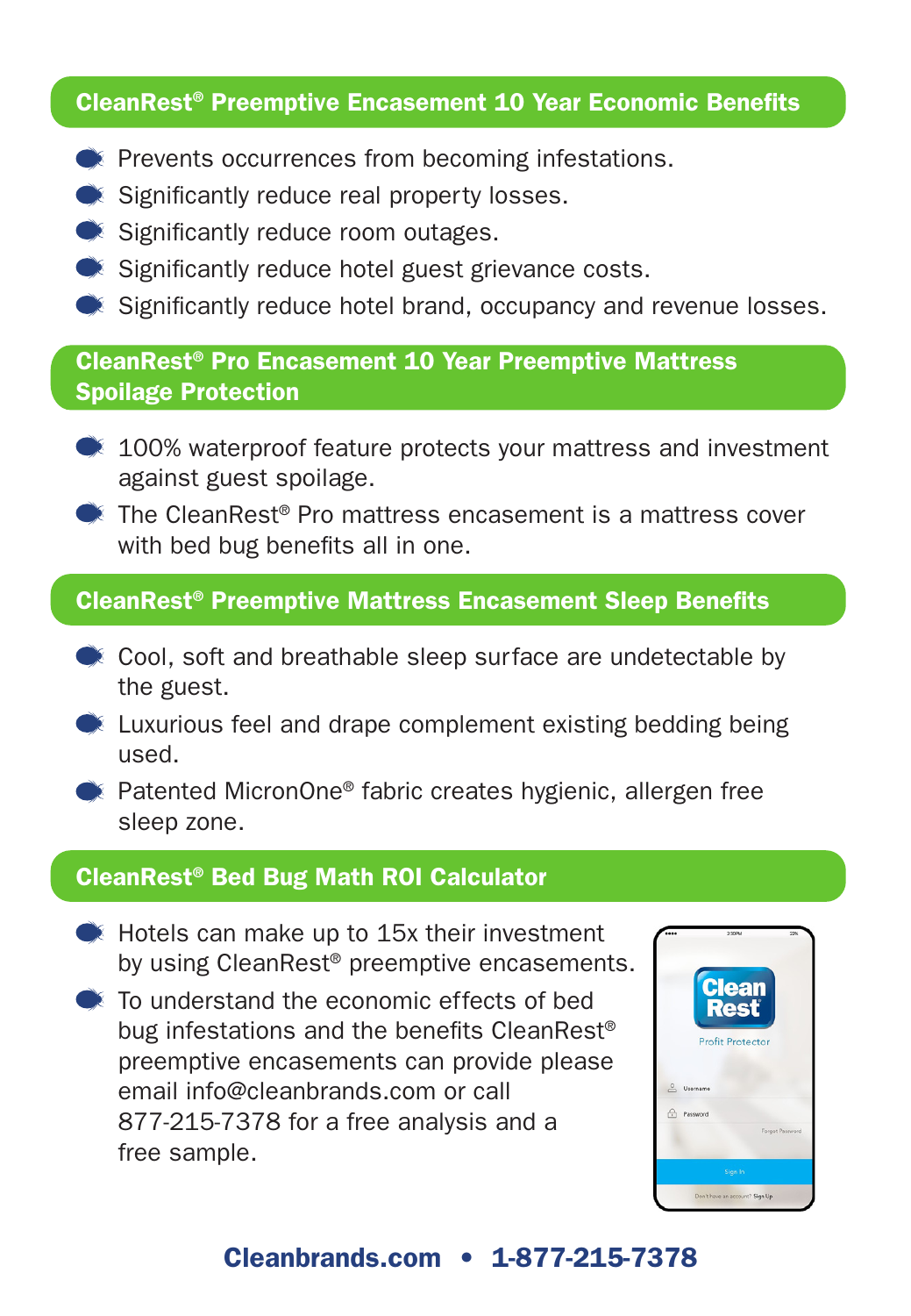## CleanRest® Preemptive Encasement 10 Year Economic Benefits

- Prevents occurrences from becoming infestations.
- Significantly reduce real property losses.
- Significantly reduce room outages.
- Significantly reduce hotel guest grievance costs.
- Significantly reduce hotel brand, occupancy and revenue losses.

## CleanRest® Pro Encasement 10 Year Preemptive Mattress Spoilage Protection

- 100% waterproof feature protects your mattress and investment against guest spoilage.
- The CleanRest® Pro mattress encasement is a mattress cover with bed bug benefits all in one.

## CleanRest® Preemptive Mattress Encasement Sleep Benefits

- Cool, soft and breathable sleep surface are undetectable by the guest.
- Luxurious feel and drape complement existing bedding being used.
- Patented MicronOne® fabric creates hygienic, allergen free sleep zone.

## CleanRest® Bed Bug Math ROI Calculator

- Hotels can make up to 15x their investment by using CleanRest® preemptive encasements.
- To understand the economic effects of bed bug infestations and the benefits CleanRest® preemptive encasements can provide please email info@cleanbrands.com or call 877-215-7378 for a free analysis and a free sample.

Clean Rest
Profit Protector
Username
Password
Forgot Password
Sign In
Don't have an account? Sign Up

**Cleanbrands.com • 1-877-215-7378**